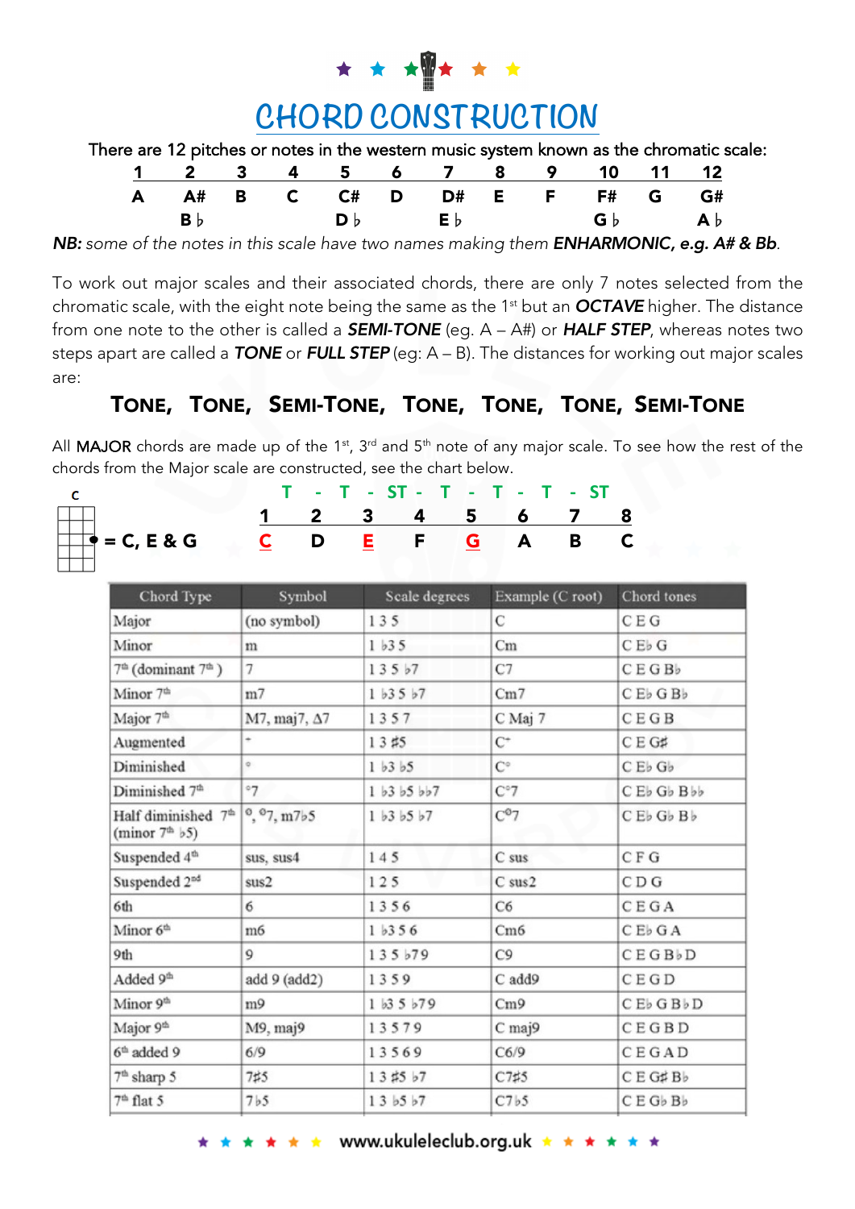# CHORD CONSTRUCTION

There are 12 pitches or notes in the western music system known as the chromatic scale:

| 1 | 2 | 3 | 4 | 5 | 6 | 7 | 8 | 9 | 10 | 11 | 12 |
|---|---|---|---|---|---|---|---|---|---|---|---|
| A | A# | B | C | C# | D | D# | E | F | F# | G | G# |
|  | B♭ |  |  | D♭ |  | E♭ |  |  | G♭ |  | A♭ |

***NB:*** *some of the notes in this scale have two names making them* ***ENHARMONIC, e.g. A# & Bb***.

To work out major scales and their associated chords, there are only 7 notes selected from the chromatic scale, with the eight note being the same as the 1st but an ***OCTAVE*** higher. The distance from one note to the other is called a ***SEMI-TONE*** (eg. A – A#) or ***HALF STEP***, whereas notes two steps apart are called a ***TONE*** or ***FULL STEP*** (eg: A – B). The distances for working out major scales are:

**TONE, TONE, SEMI-TONE, TONE, TONE, TONE, SEMI-TONE**

All MAJOR chords are made up of the 1st, 3rd and 5th note of any major scale. To see how the rest of the chords from the Major scale are constructed, see the chart below.

C = C, E & G

T - T - ST - T - T - T - ST

| 1 | 2 | 3 | 4 | 5 | 6 | 7 | 8 |
|---|---|---|---|---|---|---|---|
| C | D | E | F | G | A | B | C |

| Chord Type | Symbol | Scale degrees | Example (C root) | Chord tones |
|---|---|---|---|---|
| Major | (no symbol) | 1 3 5 | C | C E G |
| Minor | m | 1 ♭3 5 | Cm | C E♭ G |
| 7th (dominant 7th) | 7 | 1 3 5 ♭7 | C7 | C E G B♭ |
| Minor 7th | m7 | 1 ♭3 5 ♭7 | Cm7 | C E♭ G B♭ |
| Major 7th | M7, maj7, Δ7 | 1 3 5 7 | C Maj 7 | C E G B |
| Augmented | + | 1 3 ♯5 | C+ | C E G♯ |
| Diminished | ° | 1 ♭3 ♭5 | C° | C E♭ G♭ |
| Diminished 7th | °7 | 1 ♭3 ♭5 ♭♭7 | C°7 | C E♭ G♭ B♭♭ |
| Half diminished 7th (minor 7th ♭5) | ø, ø7, m7♭5 | 1 ♭3 ♭5 ♭7 | Cø7 | C E♭ G♭ B♭ |
| Suspended 4th | sus, sus4 | 1 4 5 | C sus | C F G |
| Suspended 2nd | sus2 | 1 2 5 | C sus2 | C D G |
| 6th | 6 | 1 3 5 6 | C6 | C E G A |
| Minor 6th | m6 | 1 ♭3 5 6 | Cm6 | C E♭ G A |
| 9th | 9 | 1 3 5 ♭7 9 | C9 | C E G B♭ D |
| Added 9th | add 9 (add2) | 1 3 5 9 | C add9 | C E G D |
| Minor 9th | m9 | 1 ♭3 5 ♭7 9 | Cm9 | C E♭ G B♭ D |
| Major 9th | M9, maj9 | 1 3 5 7 9 | C maj9 | C E G B D |
| 6th added 9 | 6/9 | 1 3 5 6 9 | C6/9 | C E G A D |
| 7th sharp 5 | 7♯5 | 1 3 ♯5 ♭7 | C7♯5 | C E G♯ B♭ |
| 7th flat 5 | 7♭5 | 1 3 ♭5 ♭7 | C7♭5 | C E G♭ B♭ |

www.ukuleleclub.org.uk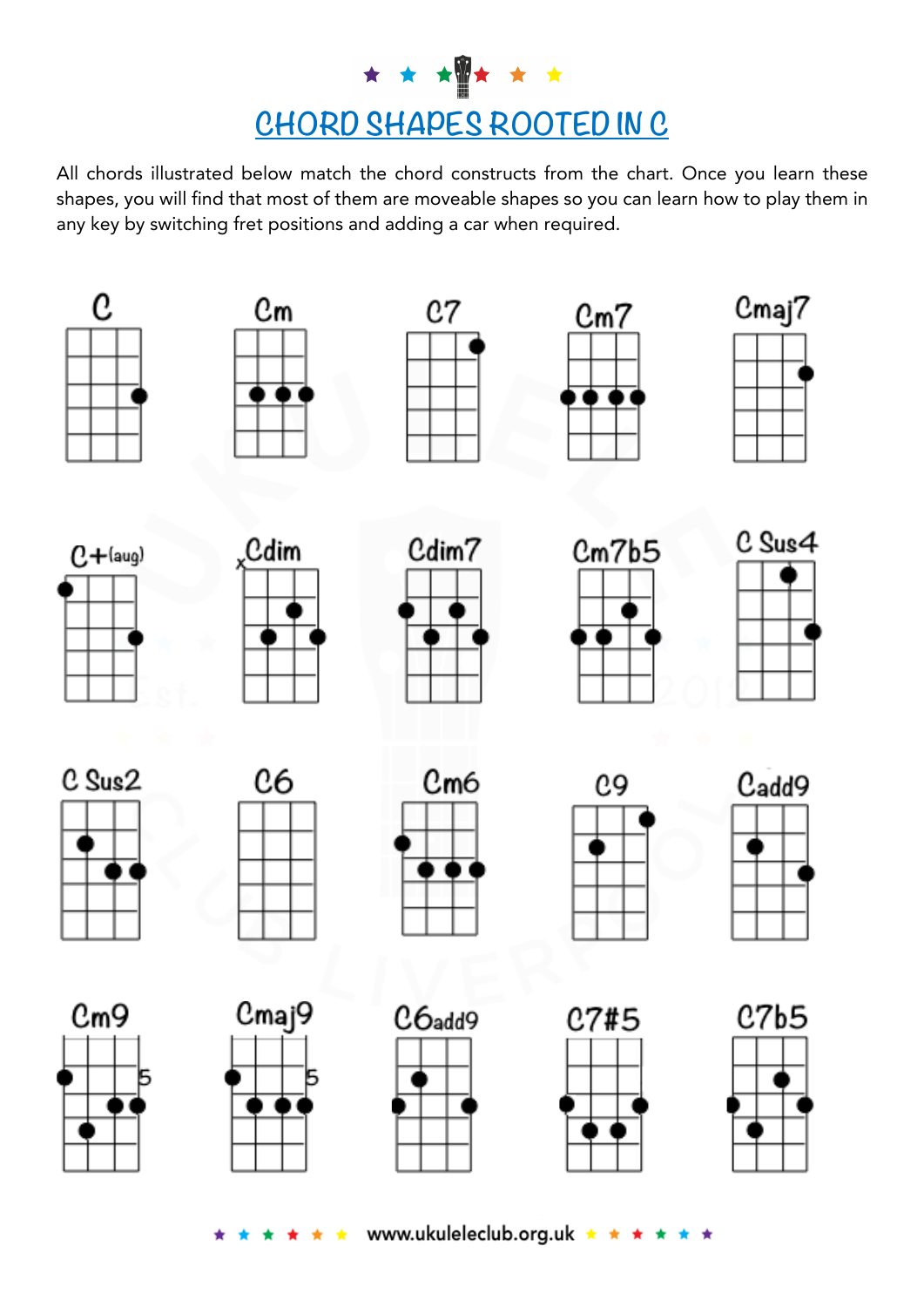# CHORD SHAPES ROOTED IN C

All chords illustrated below match the chord constructs from the chart. Once you learn these shapes, you will find that most of them are moveable shapes so you can learn how to play them in any key by switching fret positions and adding a car when required.

C

Cm

C7

Cm7

Cmaj7

C+(aug)

Cdim

Cdim7

Cm7b5

C Sus4

C Sus2

C6

Cm6

C9

Cadd9

Cm9

Cmaj9

C6add9

C7#5

C7b5